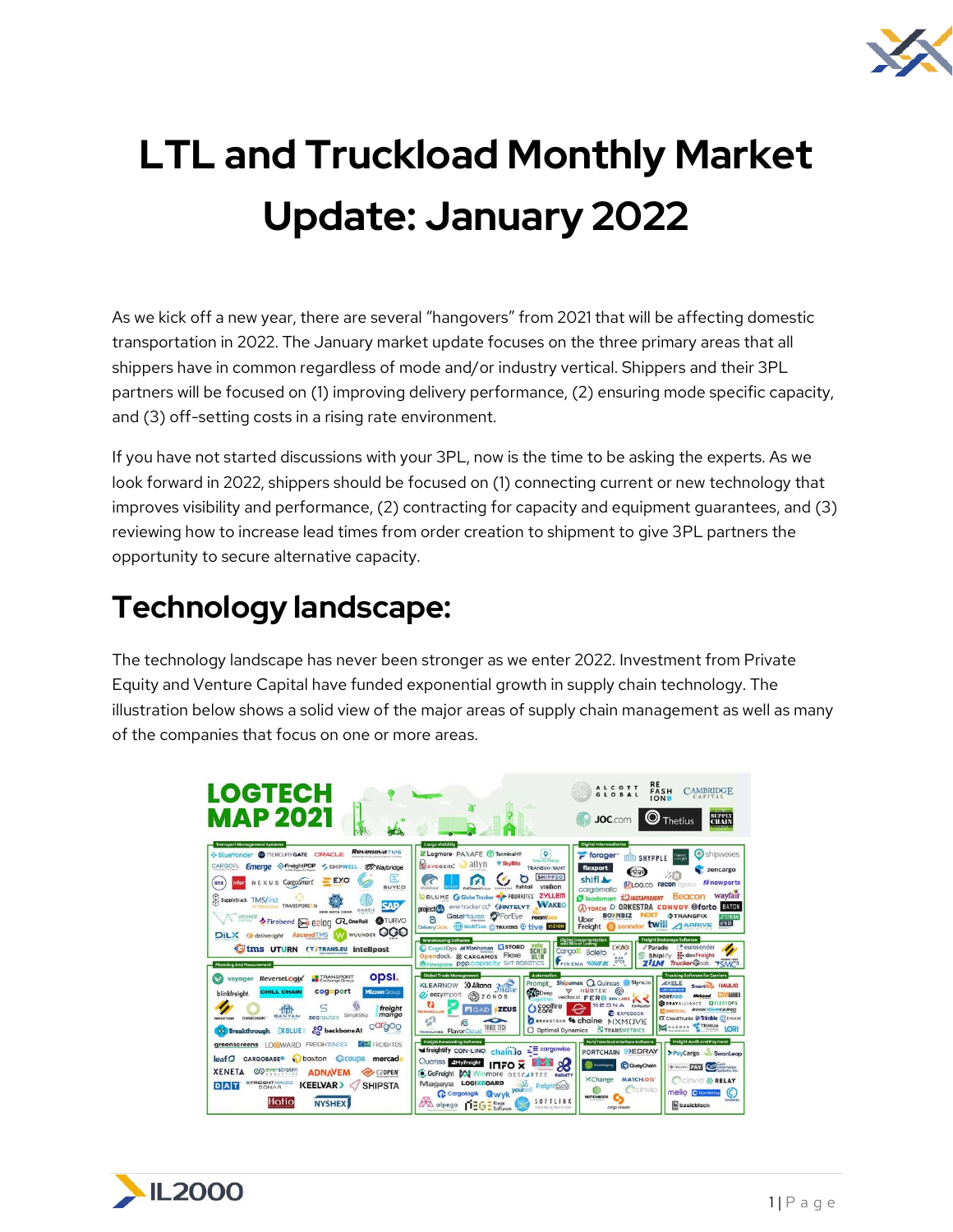# LTL and Truckload Monthly Market Update: January 2022

As we kick off a new year, there are several "hangovers" from 2021 that will be affecting domestic transportation in 2022. The January market update focuses on the three primary areas that all shippers have in common regardless of mode and/or industry vertical. Shippers and their 3PL partners will be focused on (1) improving delivery performance, (2) ensuring mode specific capacity, and (3) off-setting costs in a rising rate environment.

If you have not started discussions with your 3PL, now is the time to be asking the experts. As we look forward in 2022, shippers should be focused on (1) connecting current or new technology that improves visibility and performance, (2) contracting for capacity and equipment guarantees, and (3) reviewing how to increase lead times from order creation to shipment to give 3PL partners the opportunity to secure alternative capacity.

## Technology landscape:

The technology landscape has never been stronger as we enter 2022. Investment from Private Equity and Venture Capital have funded exponential growth in supply chain technology. The illustration below shows a solid view of the major areas of supply chain management as well as many of the companies that focus on one or more areas.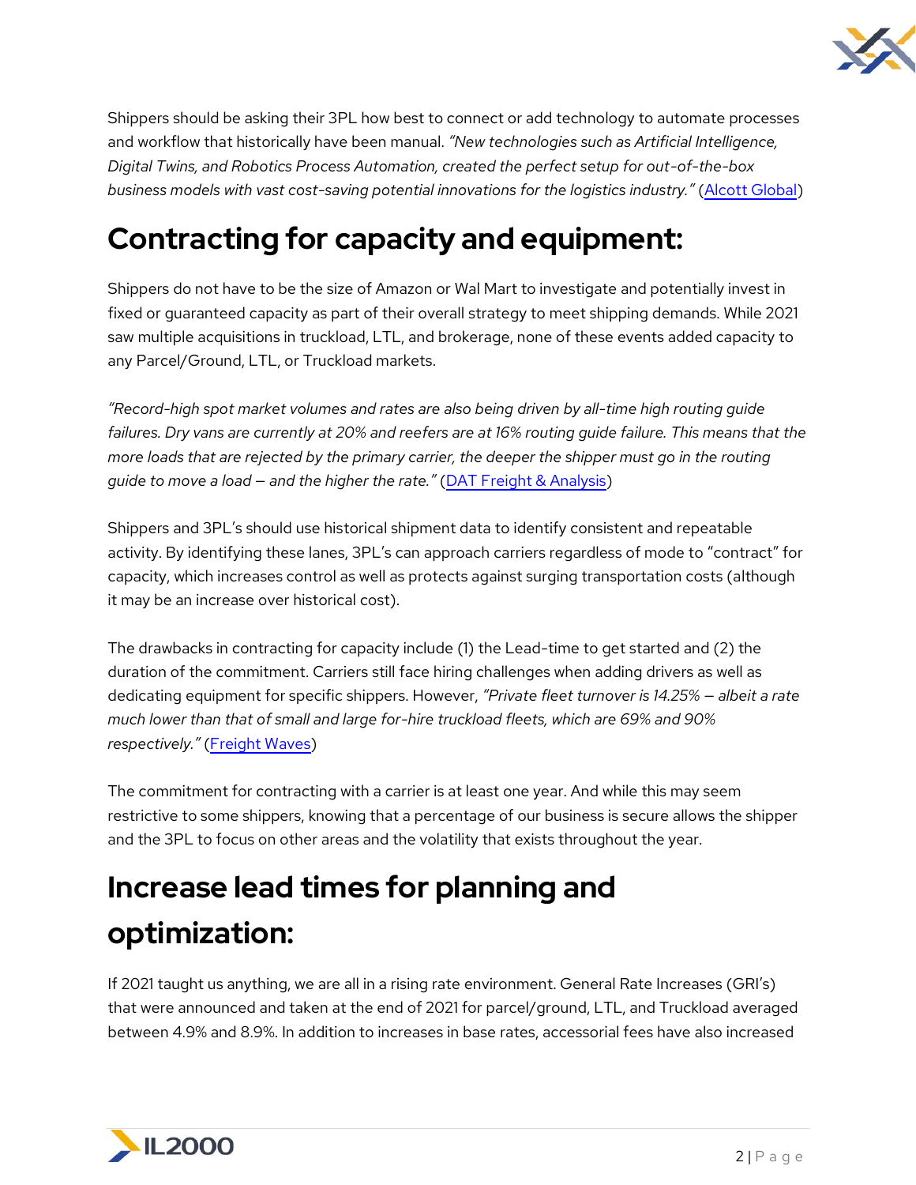Shippers should be asking their 3PL how best to connect or add technology to automate processes and workflow that historically have been manual. *"New technologies such as Artificial Intelligence, Digital Twins, and Robotics Process Automation, created the perfect setup for out-of-the-box business models with vast cost-saving potential innovations for the logistics industry."* ([Alcott Global](#))

# Contracting for capacity and equipment:

Shippers do not have to be the size of Amazon or Wal Mart to investigate and potentially invest in fixed or guaranteed capacity as part of their overall strategy to meet shipping demands. While 2021 saw multiple acquisitions in truckload, LTL, and brokerage, none of these events added capacity to any Parcel/Ground, LTL, or Truckload markets.

*"Record-high spot market volumes and rates are also being driven by all-time high routing guide failures. Dry vans are currently at 20% and reefers are at 16% routing guide failure. This means that the more loads that are rejected by the primary carrier, the deeper the shipper must go in the routing guide to move a load – and the higher the rate."* ([DAT Freight & Analysis](#))

Shippers and 3PL's should use historical shipment data to identify consistent and repeatable activity. By identifying these lanes, 3PL's can approach carriers regardless of mode to "contract" for capacity, which increases control as well as protects against surging transportation costs (although it may be an increase over historical cost).

The drawbacks in contracting for capacity include (1) the Lead-time to get started and (2) the duration of the commitment. Carriers still face hiring challenges when adding drivers as well as dedicating equipment for specific shippers. However, *"Private fleet turnover is 14.25% – albeit a rate much lower than that of small and large for-hire truckload fleets, which are 69% and 90% respectively."* ([Freight Waves](#))

The commitment for contracting with a carrier is at least one year. And while this may seem restrictive to some shippers, knowing that a percentage of our business is secure allows the shipper and the 3PL to focus on other areas and the volatility that exists throughout the year.

# Increase lead times for planning and optimization:

If 2021 taught us anything, we are all in a rising rate environment. General Rate Increases (GRI's) that were announced and taken at the end of 2021 for parcel/ground, LTL, and Truckload averaged between 4.9% and 8.9%. In addition to increases in base rates, accessorial fees have also increased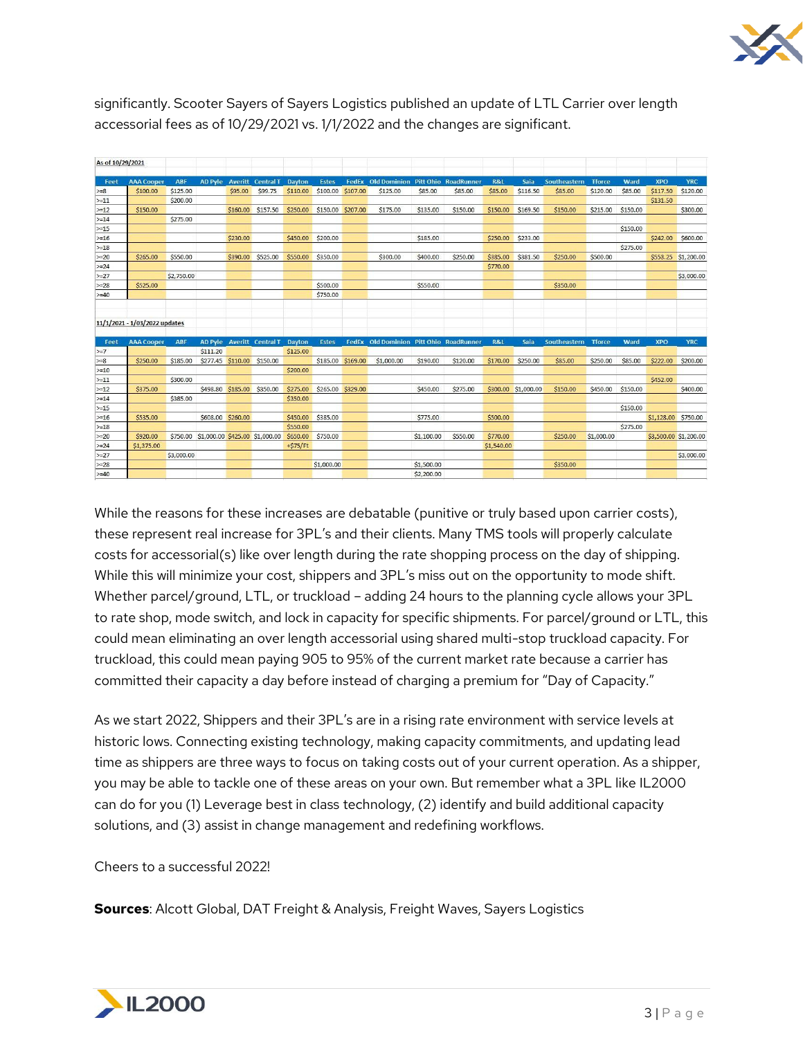significantly. Scooter Sayers of Sayers Logistics published an update of LTL Carrier over length accessorial fees as of 10/29/2021 vs. 1/1/2022 and the changes are significant.

As of 10/29/2021

| Feet | AAA Cooper | ABF | AD Pyle | Averitt | Central T | Dayton | Estes | FedEx | Old Dominion | Pitt Ohio | RoadRunner | R&L | Saia | Southeastern | Tforce | Ward | XPO | YRC |
|---|---|---|---|---|---|---|---|---|---|---|---|---|---|---|---|---|---|---|
| >=8 | $100.00 | $125.00 | | $95.00 | $99.75 | $110.00 | $100.00 | $107.00 | $125.00 | $85.00 | $85.00 | $85.00 | $116.50 | $85.00 | $120.00 | $85.00 | $117.50 | $120.00 |
| >=11 | | $200.00 | | | | | | | | | | | | | | | $131.50 | |
| >=12 | $150.00 | | | $160.00 | $157.50 | $250.00 | $150.00 | $207.00 | $175.00 | $135.00 | $150.00 | $150.00 | $169.50 | $150.00 | $215.00 | $150.00 | | $300.00 |
| >=14 | | $275.00 | | | | | | | | | | | | | | | | |
| >=15 | | | | | | | | | | | | | | | | $150.00 | | |
| >=16 | | | | $230.00 | | $450.00 | $200.00 | | | $185.00 | | $250.00 | $233.00 | | | | $242.00 | $600.00 |
| >=18 | | | | | | | | | | | | | | | | $275.00 | | |
| >=20 | $265.00 | $550.00 | | $390.00 | $525.00 | $550.00 | $350.00 | | $300.00 | $400.00 | $250.00 | $385.00 | $381.50 | $250.00 | $500.00 | | $558.25 | $1,200.00 |
| >=24 | | | | | | | | | | | | $770.00 | | | | | | |
| >=27 | | $2,750.00 | | | | | | | | | | | | | | | | $3,000.00 |
| >=28 | $525.00 | | | | | | $500.00 | | | $550.00 | | | | $350.00 | | | | |
| >=40 | | | | | | | $750.00 | | | | | | | | | | | |

11/1/2021 - 1/03/2022 updates

| Feet | AAA Cooper | ABF | AD Pyle | Averitt | Central T | Dayton | Estes | FedEx | Old Dominion | Pitt Ohio | RoadRunner | R&L | Saia | Southeastern | Tforce | Ward | XPO | YRC |
|---|---|---|---|---|---|---|---|---|---|---|---|---|---|---|---|---|---|---|
| >=7 | | | $111.20 | | | $125.00 | | | | | | | | | | | | |
| >=8 | $250.00 | $185.00 | $277.45 | $110.00 | $150.00 | | $185.00 | $169.00 | $1,000.00 | $190.00 | $120.00 | $170.00 | $250.00 | $85.00 | $250.00 | $85.00 | $222.00 | $200.00 |
| >=10 | | | | | | $200.00 | | | | | | | | | | | | |
| >=11 | | $300.00 | | | | | | | | | | | | | | | $452.00 | |
| >=12 | $375.00 | | $498.80 | $185.00 | $350.00 | $275.00 | $265.00 | $329.00 | | $450.00 | $275.00 | $300.00 | $1,000.00 | $150.00 | $450.00 | $150.00 | | $400.00 |
| >=14 | | $385.00 | | | | $350.00 | | | | | | | | | | | | |
| >=15 | | | | | | | | | | | | | | | | $150.00 | | |
| >=16 | $535.00 | | $608.00 | $260.00 | | $450.00 | $385.00 | | | $775.00 | | $500.00 | | | | | $1,128.00 | $750.00 |
| >=18 | | | | | | $550.00 | | | | | | | | | | $275.00 | | |
| >=20 | $920.00 | $750.00 | $1,000.00 | $425.00 | $1,000.00 | $650.00 | $750.00 | | | $1,100.00 | $550.00 | $770.00 | | $250.00 | $1,000.00 | | $3,500.00 | $1,200.00 |
| >=24 | $1,375.00 | | | | | +$75/Ft | | | | | | $1,540.00 | | | | | | |
| >=27 | | $3,000.00 | | | | | | | | | | | | | | | | $3,000.00 |
| >=28 | | | | | | | $1,000.00 | | | $1,500.00 | | | | $350.00 | | | | |
| >=40 | | | | | | | | | | $2,200.00 | | | | | | | | |

While the reasons for these increases are debatable (punitive or truly based upon carrier costs), these represent real increase for 3PL's and their clients. Many TMS tools will properly calculate costs for accessorial(s) like over length during the rate shopping process on the day of shipping. While this will minimize your cost, shippers and 3PL's miss out on the opportunity to mode shift. Whether parcel/ground, LTL, or truckload – adding 24 hours to the planning cycle allows your 3PL to rate shop, mode switch, and lock in capacity for specific shipments. For parcel/ground or LTL, this could mean eliminating an over length accessorial using shared multi-stop truckload capacity. For truckload, this could mean paying 905 to 95% of the current market rate because a carrier has committed their capacity a day before instead of charging a premium for "Day of Capacity."

As we start 2022, Shippers and their 3PL's are in a rising rate environment with service levels at historic lows. Connecting existing technology, making capacity commitments, and updating lead time as shippers are three ways to focus on taking costs out of your current operation. As a shipper, you may be able to tackle one of these areas on your own. But remember what a 3PL like IL2000 can do for you (1) Leverage best in class technology, (2) identify and build additional capacity solutions, and (3) assist in change management and redefining workflows.

Cheers to a successful 2022!

**Sources**: Alcott Global, DAT Freight & Analysis, Freight Waves, Sayers Logistics